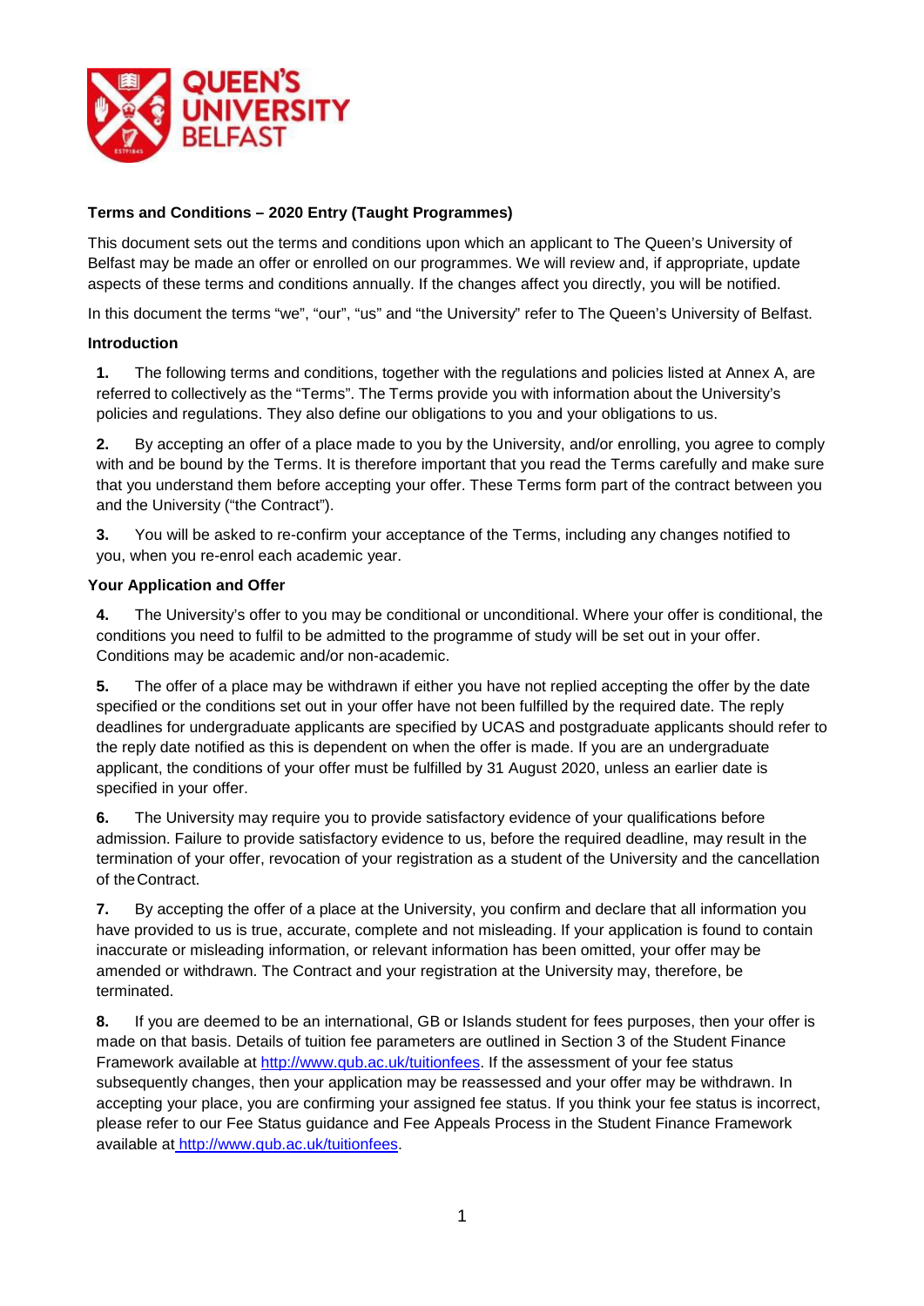**Terms and Conditions – 2020 Entry (Taught Programmes)**

This document sets out the terms and conditions upon which an applicant to The Queen's University of Belfast may be made an offer or enrolled on our programmes. We will review and, if appropriate, update aspects of these terms and conditions annually. If the changes affect you directly, you will be notified.

In this document the terms "we", "our", "us" and "the University" refer to The Queen's University of Belfast.

**Introduction**

**1.** The following terms and conditions, together with the regulations and policies listed at Annex A, are referred to collectively as the "Terms". The Terms provide you with information about the University's policies and regulations. They also define our obligations to you and your obligations to us.

**2.** By accepting an offer of a place made to you by the University, and/or enrolling, you agree to comply with and be bound by the Terms. It is therefore important that you read the Terms carefully and make sure that you understand them before accepting your offer. These Terms form part of the contract between you and the University ("the Contract").

**3.** You will be asked to re-confirm your acceptance of the Terms, including any changes notified to you, when you re-enrol each academic year.

**Your Application and Offer**

**4.** The University's offer to you may be conditional or unconditional. Where your offer is conditional, the conditions you need to fulfil to be admitted to the programme of study will be set out in your offer. Conditions may be academic and/or non-academic.

**5.** The offer of a place may be withdrawn if either you have not replied accepting the offer by the date specified or the conditions set out in your offer have not been fulfilled by the required date. The reply deadlines for undergraduate applicants are specified by UCAS and postgraduate applicants should refer to the reply date notified as this is dependent on when the offer is made. If you are an undergraduate applicant, the conditions of your offer must be fulfilled by 31 August 2020, unless an earlier date is specified in your offer.

**6.** The University may require you to provide satisfactory evidence of your qualifications before admission. Failure to provide satisfactory evidence to us, before the required deadline, may result in the termination of your offer, revocation of your registration as a student of the University and the cancellation of the Contract.

**7.** By accepting the offer of a place at the University, you confirm and declare that all information you have provided to us is true, accurate, complete and not misleading. If your application is found to contain inaccurate or misleading information, or relevant information has been omitted, your offer may be amended or withdrawn. The Contract and your registration at the University may, therefore, be terminated.

**8.** If you are deemed to be an international, GB or Islands student for fees purposes, then your offer is made on that basis. Details of tuition fee parameters are outlined in Section 3 of the Student Finance Framework available at http://www.qub.ac.uk/tuitionfees. If the assessment of your fee status subsequently changes, then your application may be reassessed and your offer may be withdrawn. In accepting your place, you are confirming your assigned fee status. If you think your fee status is incorrect, please refer to our Fee Status guidance and Fee Appeals Process in the Student Finance Framework available at http://www.qub.ac.uk/tuitionfees.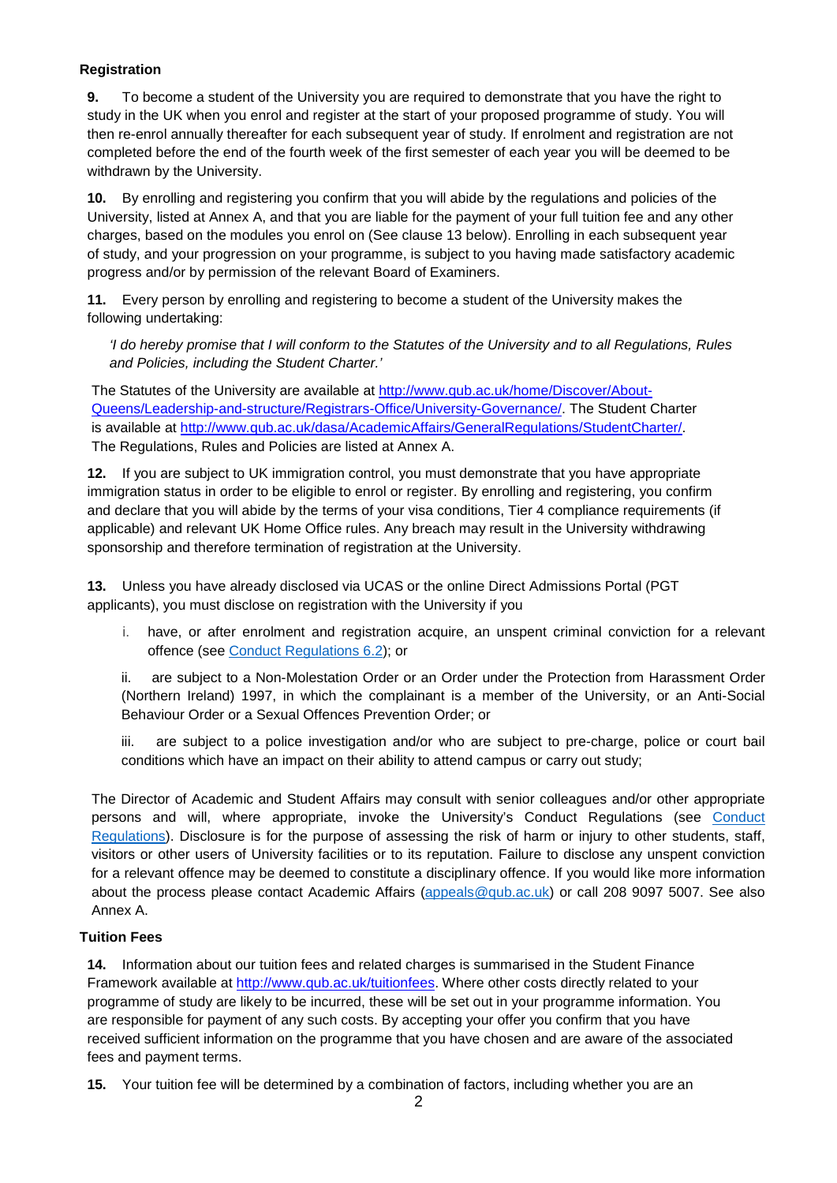### Registration

**9.** To become a student of the University you are required to demonstrate that you have the right to study in the UK when you enrol and register at the start of your proposed programme of study. You will then re-enrol annually thereafter for each subsequent year of study. If enrolment and registration are not completed before the end of the fourth week of the first semester of each year you will be deemed to be withdrawn by the University.

**10.** By enrolling and registering you confirm that you will abide by the regulations and policies of the University, listed at Annex A, and that you are liable for the payment of your full tuition fee and any other charges, based on the modules you enrol on (See clause 13 below). Enrolling in each subsequent year of study, and your progression on your programme, is subject to you having made satisfactory academic progress and/or by permission of the relevant Board of Examiners.

**11.** Every person by enrolling and registering to become a student of the University makes the following undertaking:

*'I do hereby promise that I will conform to the Statutes of the University and to all Regulations, Rules and Policies, including the Student Charter.'*

The Statutes of the University are available at [http://www.qub.ac.uk/home/Discover/About-Queens/Leadership-and-structure/Registrars-Office/University-Governance/](http://www.qub.ac.uk/home/Discover/About-Queens/Leadership-and-structure/Registrars-Office/University-Governance/). The Student Charter is available at [http://www.qub.ac.uk/dasa/AcademicAffairs/GeneralRegulations/StudentCharter/](http://www.qub.ac.uk/dasa/AcademicAffairs/GeneralRegulations/StudentCharter/). The Regulations, Rules and Policies are listed at Annex A.

**12.** If you are subject to UK immigration control, you must demonstrate that you have appropriate immigration status in order to be eligible to enrol or register. By enrolling and registering, you confirm and declare that you will abide by the terms of your visa conditions, Tier 4 compliance requirements (if applicable) and relevant UK Home Office rules. Any breach may result in the University withdrawing sponsorship and therefore termination of registration at the University.

**13.** Unless you have already disclosed via UCAS or the online Direct Admissions Portal (PGT applicants), you must disclose on registration with the University if you

i. have, or after enrolment and registration acquire, an unspent criminal conviction for a relevant offence (see Conduct Regulations 6.2); or

ii. are subject to a Non-Molestation Order or an Order under the Protection from Harassment Order (Northern Ireland) 1997, in which the complainant is a member of the University, or an Anti-Social Behaviour Order or a Sexual Offences Prevention Order; or

iii. are subject to a police investigation and/or who are subject to pre-charge, police or court bail conditions which have an impact on their ability to attend campus or carry out study;

The Director of Academic and Student Affairs may consult with senior colleagues and/or other appropriate persons and will, where appropriate, invoke the University's Conduct Regulations (see Conduct Regulations). Disclosure is for the purpose of assessing the risk of harm or injury to other students, staff, visitors or other users of University facilities or to its reputation. Failure to disclose any unspent conviction for a relevant offence may be deemed to constitute a disciplinary offence. If you would like more information about the process please contact Academic Affairs (appeals@qub.ac.uk) or call 208 9097 5007. See also Annex A.

### Tuition Fees

**14.** Information about our tuition fees and related charges is summarised in the Student Finance Framework available at [http://www.qub.ac.uk/tuitionfees](http://www.qub.ac.uk/tuitionfees). Where other costs directly related to your programme of study are likely to be incurred, these will be set out in your programme information. You are responsible for payment of any such costs. By accepting your offer you confirm that you have received sufficient information on the programme that you have chosen and are aware of the associated fees and payment terms.

**15.** Your tuition fee will be determined by a combination of factors, including whether you are an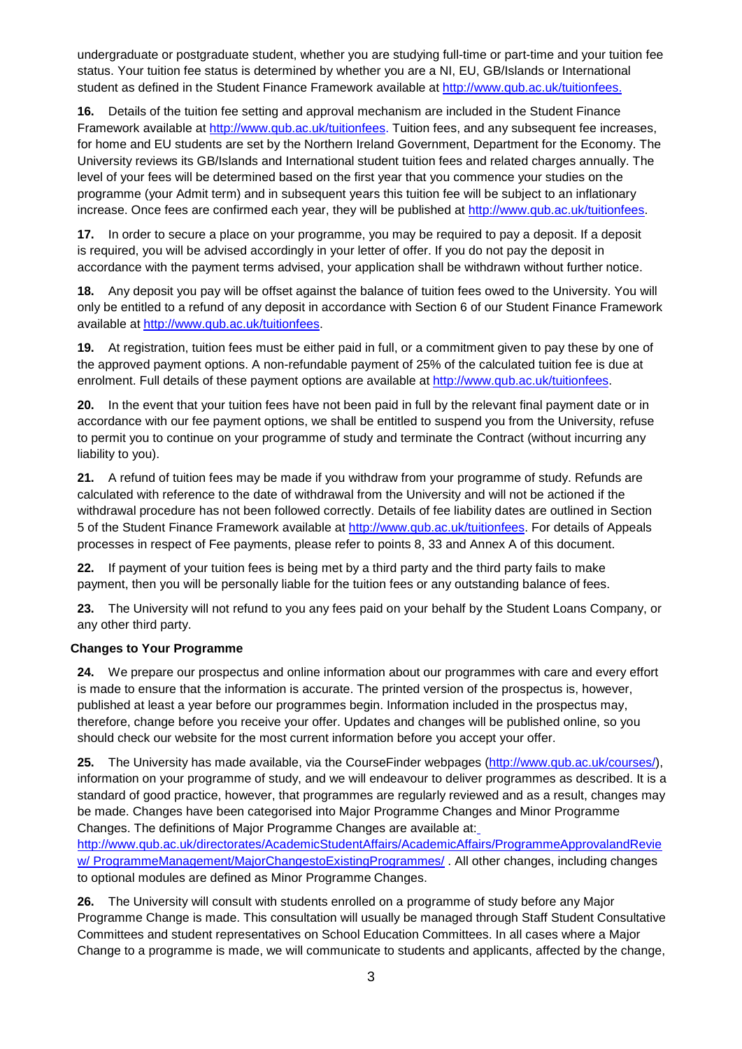undergraduate or postgraduate student, whether you are studying full-time or part-time and your tuition fee status. Your tuition fee status is determined by whether you are a NI, EU, GB/Islands or International student as defined in the Student Finance Framework available at http://www.qub.ac.uk/tuitionfees.

**16.** Details of the tuition fee setting and approval mechanism are included in the Student Finance Framework available at http://www.qub.ac.uk/tuitionfees. Tuition fees, and any subsequent fee increases, for home and EU students are set by the Northern Ireland Government, Department for the Economy. The University reviews its GB/Islands and International student tuition fees and related charges annually. The level of your fees will be determined based on the first year that you commence your studies on the programme (your Admit term) and in subsequent years this tuition fee will be subject to an inflationary increase. Once fees are confirmed each year, they will be published at http://www.qub.ac.uk/tuitionfees.

**17.** In order to secure a place on your programme, you may be required to pay a deposit. If a deposit is required, you will be advised accordingly in your letter of offer. If you do not pay the deposit in accordance with the payment terms advised, your application shall be withdrawn without further notice.

**18.** Any deposit you pay will be offset against the balance of tuition fees owed to the University. You will only be entitled to a refund of any deposit in accordance with Section 6 of our Student Finance Framework available at http://www.qub.ac.uk/tuitionfees.

**19.** At registration, tuition fees must be either paid in full, or a commitment given to pay these by one of the approved payment options. A non-refundable payment of 25% of the calculated tuition fee is due at enrolment. Full details of these payment options are available at http://www.qub.ac.uk/tuitionfees.

**20.** In the event that your tuition fees have not been paid in full by the relevant final payment date or in accordance with our fee payment options, we shall be entitled to suspend you from the University, refuse to permit you to continue on your programme of study and terminate the Contract (without incurring any liability to you).

**21.** A refund of tuition fees may be made if you withdraw from your programme of study. Refunds are calculated with reference to the date of withdrawal from the University and will not be actioned if the withdrawal procedure has not been followed correctly. Details of fee liability dates are outlined in Section 5 of the Student Finance Framework available at http://www.qub.ac.uk/tuitionfees. For details of Appeals processes in respect of Fee payments, please refer to points 8, 33 and Annex A of this document.

**22.** If payment of your tuition fees is being met by a third party and the third party fails to make payment, then you will be personally liable for the tuition fees or any outstanding balance of fees.

**23.** The University will not refund to you any fees paid on your behalf by the Student Loans Company, or any other third party.

**Changes to Your Programme**

**24.** We prepare our prospectus and online information about our programmes with care and every effort is made to ensure that the information is accurate. The printed version of the prospectus is, however, published at least a year before our programmes begin. Information included in the prospectus may, therefore, change before you receive your offer. Updates and changes will be published online, so you should check our website for the most current information before you accept your offer.

**25.** The University has made available, via the CourseFinder webpages (http://www.qub.ac.uk/courses/), information on your programme of study, and we will endeavour to deliver programmes as described. It is a standard of good practice, however, that programmes are regularly reviewed and as a result, changes may be made. Changes have been categorised into Major Programme Changes and Minor Programme Changes. The definitions of Major Programme Changes are available at: http://www.qub.ac.uk/directorates/AcademicStudentAffairs/AcademicAffairs/ProgrammeApprovalandReview/ ProgrammeManagement/MajorChangestoExistingProgrammes/ . All other changes, including changes to optional modules are defined as Minor Programme Changes.

**26.** The University will consult with students enrolled on a programme of study before any Major Programme Change is made. This consultation will usually be managed through Staff Student Consultative Committees and student representatives on School Education Committees. In all cases where a Major Change to a programme is made, we will communicate to students and applicants, affected by the change,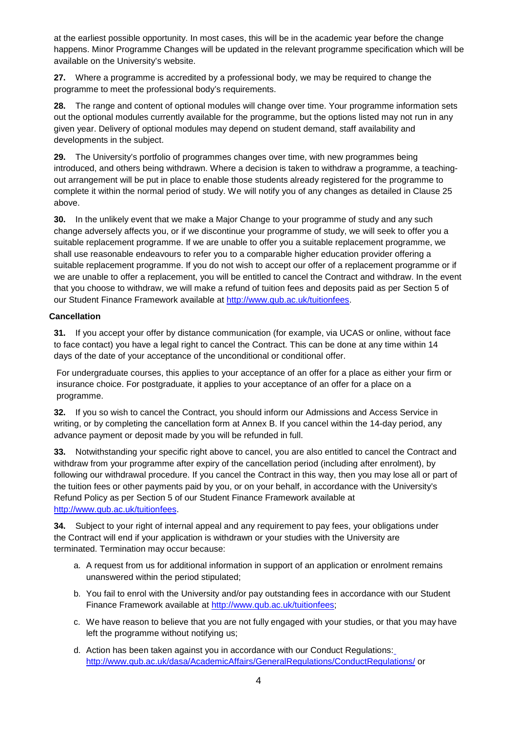at the earliest possible opportunity. In most cases, this will be in the academic year before the change happens. Minor Programme Changes will be updated in the relevant programme specification which will be available on the University's website.

**27.** Where a programme is accredited by a professional body, we may be required to change the programme to meet the professional body's requirements.

**28.** The range and content of optional modules will change over time. Your programme information sets out the optional modules currently available for the programme, but the options listed may not run in any given year. Delivery of optional modules may depend on student demand, staff availability and developments in the subject.

**29.** The University's portfolio of programmes changes over time, with new programmes being introduced, and others being withdrawn. Where a decision is taken to withdraw a programme, a teaching-out arrangement will be put in place to enable those students already registered for the programme to complete it within the normal period of study. We will notify you of any changes as detailed in Clause 25 above.

**30.** In the unlikely event that we make a Major Change to your programme of study and any such change adversely affects you, or if we discontinue your programme of study, we will seek to offer you a suitable replacement programme. If we are unable to offer you a suitable replacement programme, we shall use reasonable endeavours to refer you to a comparable higher education provider offering a suitable replacement programme. If you do not wish to accept our offer of a replacement programme or if we are unable to offer a replacement, you will be entitled to cancel the Contract and withdraw. In the event that you choose to withdraw, we will make a refund of tuition fees and deposits paid as per Section 5 of our Student Finance Framework available at http://www.qub.ac.uk/tuitionfees.

**Cancellation**

**31.** If you accept your offer by distance communication (for example, via UCAS or online, without face to face contact) you have a legal right to cancel the Contract. This can be done at any time within 14 days of the date of your acceptance of the unconditional or conditional offer.

For undergraduate courses, this applies to your acceptance of an offer for a place as either your firm or insurance choice. For postgraduate, it applies to your acceptance of an offer for a place on a programme.

**32.** If you so wish to cancel the Contract, you should inform our Admissions and Access Service in writing, or by completing the cancellation form at Annex B. If you cancel within the 14-day period, any advance payment or deposit made by you will be refunded in full.

**33.** Notwithstanding your specific right above to cancel, you are also entitled to cancel the Contract and withdraw from your programme after expiry of the cancellation period (including after enrolment), by following our withdrawal procedure. If you cancel the Contract in this way, then you may lose all or part of the tuition fees or other payments paid by you, or on your behalf, in accordance with the University's Refund Policy as per Section 5 of our Student Finance Framework available at http://www.qub.ac.uk/tuitionfees.

**34.** Subject to your right of internal appeal and any requirement to pay fees, your obligations under the Contract will end if your application is withdrawn or your studies with the University are terminated. Termination may occur because:

a. A request from us for additional information in support of an application or enrolment remains unanswered within the period stipulated;

b. You fail to enrol with the University and/or pay outstanding fees in accordance with our Student Finance Framework available at http://www.qub.ac.uk/tuitionfees;

c. We have reason to believe that you are not fully engaged with your studies, or that you may have left the programme without notifying us;

d. Action has been taken against you in accordance with our Conduct Regulations: http://www.qub.ac.uk/dasa/AcademicAffairs/GeneralRegulations/ConductRegulations/ or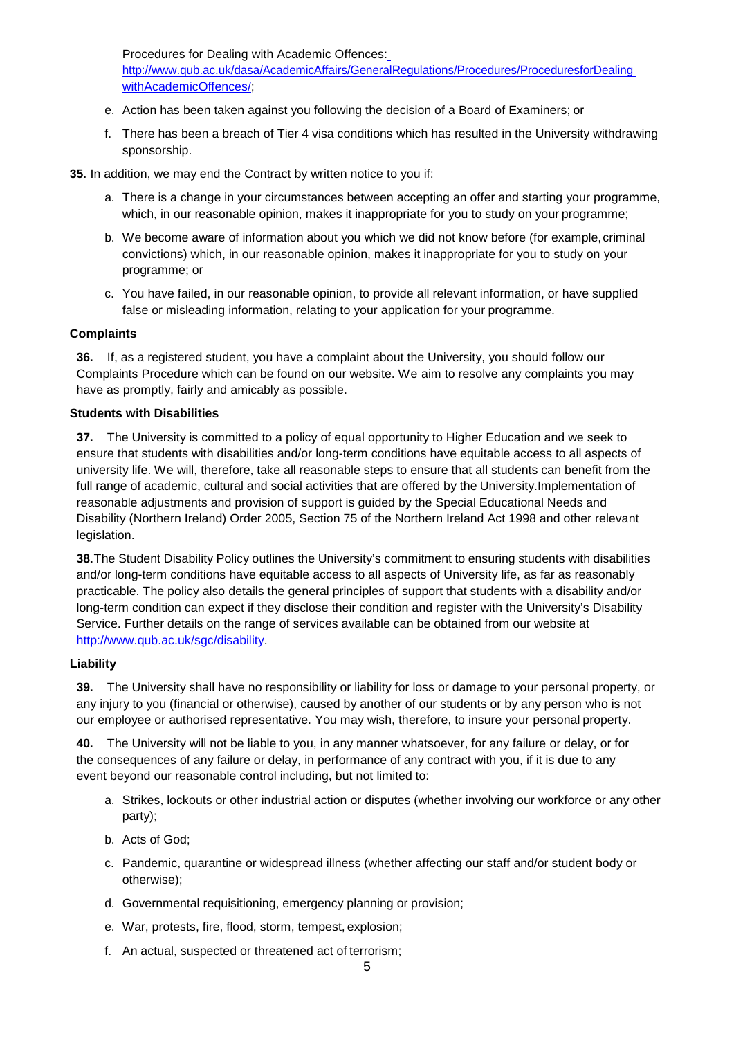Procedures for Dealing with Academic Offences: [http://www.qub.ac.uk/dasa/AcademicAffairs/GeneralRegulations/Procedures/ProceduresforDealingwithAcademicOffences/](http://www.qub.ac.uk/dasa/AcademicAffairs/GeneralRegulations/Procedures/ProceduresforDealingwithAcademicOffences/);

e. Action has been taken against you following the decision of a Board of Examiners; or

f. There has been a breach of Tier 4 visa conditions which has resulted in the University withdrawing sponsorship.

**35.** In addition, we may end the Contract by written notice to you if:

a. There is a change in your circumstances between accepting an offer and starting your programme, which, in our reasonable opinion, makes it inappropriate for you to study on your programme;

b. We become aware of information about you which we did not know before (for example, criminal convictions) which, in our reasonable opinion, makes it inappropriate for you to study on your programme; or

c. You have failed, in our reasonable opinion, to provide all relevant information, or have supplied false or misleading information, relating to your application for your programme.

**Complaints**

**36.** If, as a registered student, you have a complaint about the University, you should follow our Complaints Procedure which can be found on our website. We aim to resolve any complaints you may have as promptly, fairly and amicably as possible.

**Students with Disabilities**

**37.** The University is committed to a policy of equal opportunity to Higher Education and we seek to ensure that students with disabilities and/or long-term conditions have equitable access to all aspects of university life. We will, therefore, take all reasonable steps to ensure that all students can benefit from the full range of academic, cultural and social activities that are offered by the University.Implementation of reasonable adjustments and provision of support is guided by the Special Educational Needs and Disability (Northern Ireland) Order 2005, Section 75 of the Northern Ireland Act 1998 and other relevant legislation.

**38.** The Student Disability Policy outlines the University's commitment to ensuring students with disabilities and/or long-term conditions have equitable access to all aspects of University life, as far as reasonably practicable. The policy also details the general principles of support that students with a disability and/or long-term condition can expect if they disclose their condition and register with the University's Disability Service. Further details on the range of services available can be obtained from our website at [http://www.qub.ac.uk/sgc/disability](http://www.qub.ac.uk/sgc/disability).

**Liability**

**39.** The University shall have no responsibility or liability for loss or damage to your personal property, or any injury to you (financial or otherwise), caused by another of our students or by any person who is not our employee or authorised representative. You may wish, therefore, to insure your personal property.

**40.** The University will not be liable to you, in any manner whatsoever, for any failure or delay, or for the consequences of any failure or delay, in performance of any contract with you, if it is due to any event beyond our reasonable control including, but not limited to:

a. Strikes, lockouts or other industrial action or disputes (whether involving our workforce or any other party);

b. Acts of God;

c. Pandemic, quarantine or widespread illness (whether affecting our staff and/or student body or otherwise);

d. Governmental requisitioning, emergency planning or provision;

e. War, protests, fire, flood, storm, tempest, explosion;

f. An actual, suspected or threatened act of terrorism;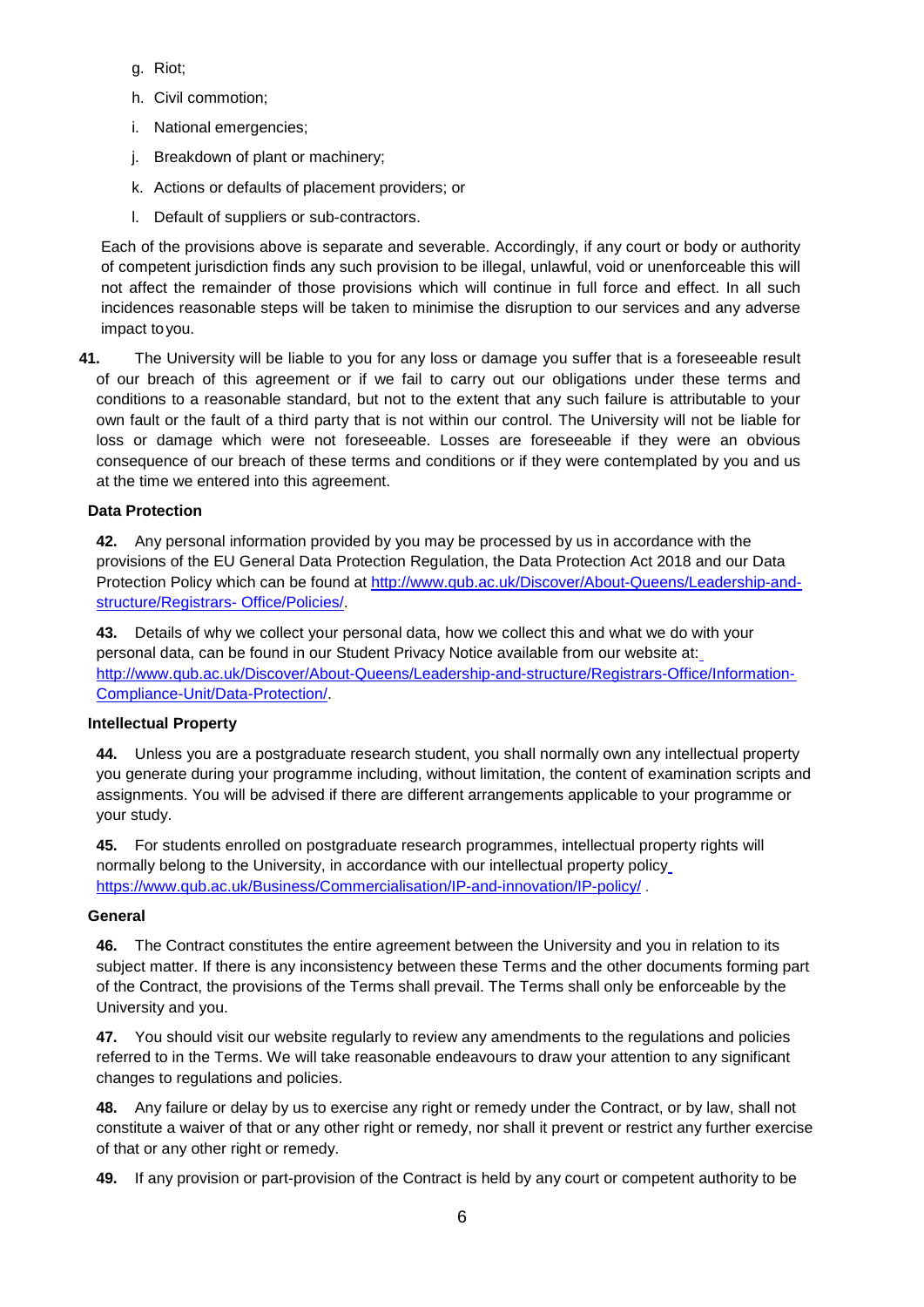g. Riot;

h. Civil commotion;

i. National emergencies;

j. Breakdown of plant or machinery;

k. Actions or defaults of placement providers; or

l. Default of suppliers or sub-contractors.

Each of the provisions above is separate and severable. Accordingly, if any court or body or authority of competent jurisdiction finds any such provision to be illegal, unlawful, void or unenforceable this will not affect the remainder of those provisions which will continue in full force and effect. In all such incidences reasonable steps will be taken to minimise the disruption to our services and any adverse impact to you.

**41.** The University will be liable to you for any loss or damage you suffer that is a foreseeable result of our breach of this agreement or if we fail to carry out our obligations under these terms and conditions to a reasonable standard, but not to the extent that any such failure is attributable to your own fault or the fault of a third party that is not within our control. The University will not be liable for loss or damage which were not foreseeable. Losses are foreseeable if they were an obvious consequence of our breach of these terms and conditions or if they were contemplated by you and us at the time we entered into this agreement.

**Data Protection**

**42.** Any personal information provided by you may be processed by us in accordance with the provisions of the EU General Data Protection Regulation, the Data Protection Act 2018 and our Data Protection Policy which can be found at [http://www.qub.ac.uk/Discover/About-Queens/Leadership-and-structure/Registrars- Office/Policies/](http://www.qub.ac.uk/Discover/About-Queens/Leadership-and-structure/Registrars-Office/Policies/).

**43.** Details of why we collect your personal data, how we collect this and what we do with your personal data, can be found in our Student Privacy Notice available from our website at: [http://www.qub.ac.uk/Discover/About-Queens/Leadership-and-structure/Registrars-Office/Information-Compliance-Unit/Data-Protection/](http://www.qub.ac.uk/Discover/About-Queens/Leadership-and-structure/Registrars-Office/Information-Compliance-Unit/Data-Protection/).

**Intellectual Property**

**44.** Unless you are a postgraduate research student, you shall normally own any intellectual property you generate during your programme including, without limitation, the content of examination scripts and assignments. You will be advised if there are different arrangements applicable to your programme or your study.

**45.** For students enrolled on postgraduate research programmes, intellectual property rights will normally belong to the University, in accordance with our intellectual property policy [https://www.qub.ac.uk/Business/Commercialisation/IP-and-innovation/IP-policy/](https://www.qub.ac.uk/Business/Commercialisation/IP-and-innovation/IP-policy/) .

**General**

**46.** The Contract constitutes the entire agreement between the University and you in relation to its subject matter. If there is any inconsistency between these Terms and the other documents forming part of the Contract, the provisions of the Terms shall prevail. The Terms shall only be enforceable by the University and you.

**47.** You should visit our website regularly to review any amendments to the regulations and policies referred to in the Terms. We will take reasonable endeavours to draw your attention to any significant changes to regulations and policies.

**48.** Any failure or delay by us to exercise any right or remedy under the Contract, or by law, shall not constitute a waiver of that or any other right or remedy, nor shall it prevent or restrict any further exercise of that or any other right or remedy.

**49.** If any provision or part-provision of the Contract is held by any court or competent authority to be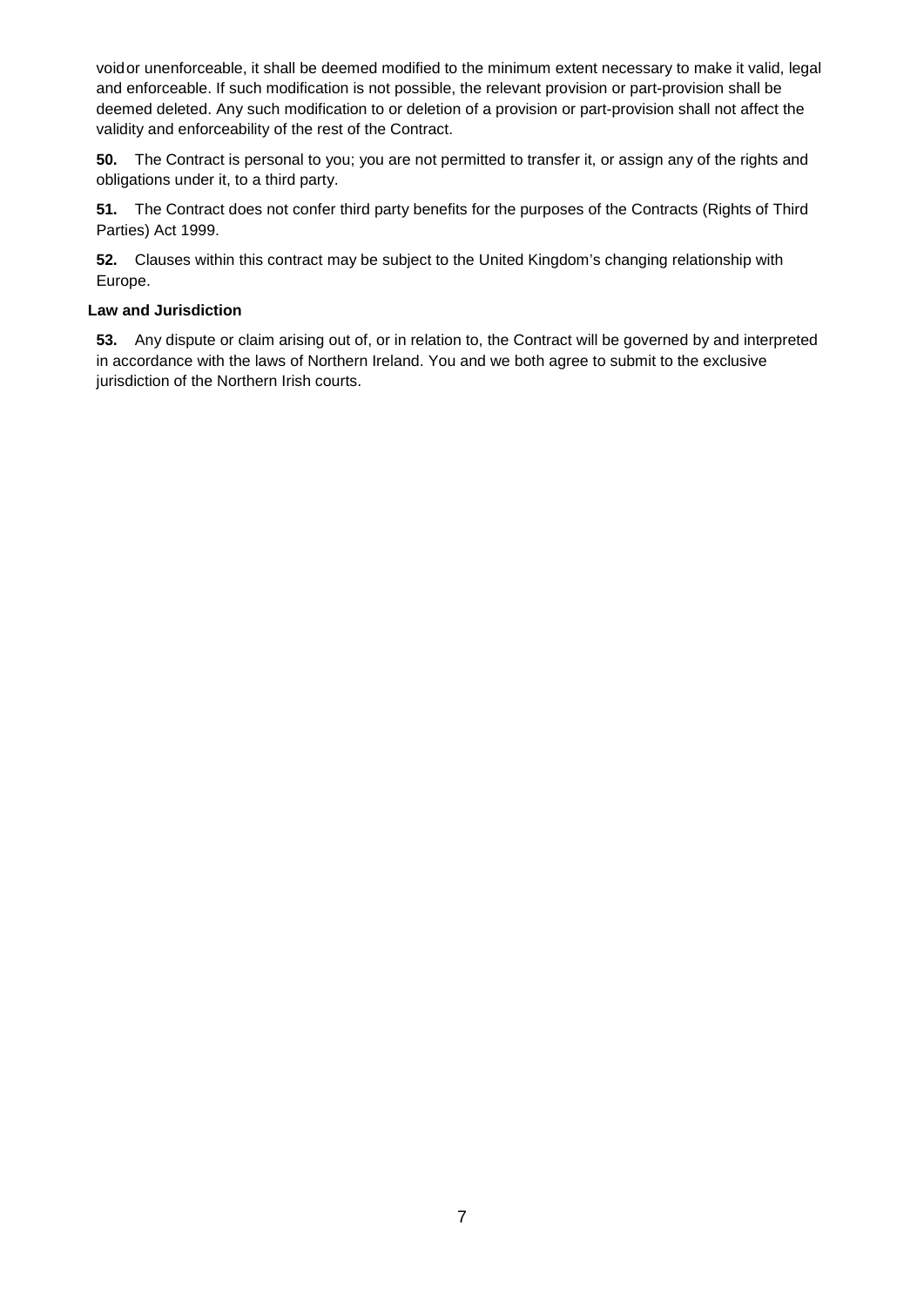void or unenforceable, it shall be deemed modified to the minimum extent necessary to make it valid, legal and enforceable. If such modification is not possible, the relevant provision or part-provision shall be deemed deleted. Any such modification to or deletion of a provision or part-provision shall not affect the validity and enforceability of the rest of the Contract.

**50.** The Contract is personal to you; you are not permitted to transfer it, or assign any of the rights and obligations under it, to a third party.

**51.** The Contract does not confer third party benefits for the purposes of the Contracts (Rights of Third Parties) Act 1999.

**52.** Clauses within this contract may be subject to the United Kingdom's changing relationship with Europe.

**Law and Jurisdiction**

**53.** Any dispute or claim arising out of, or in relation to, the Contract will be governed by and interpreted in accordance with the laws of Northern Ireland. You and we both agree to submit to the exclusive jurisdiction of the Northern Irish courts.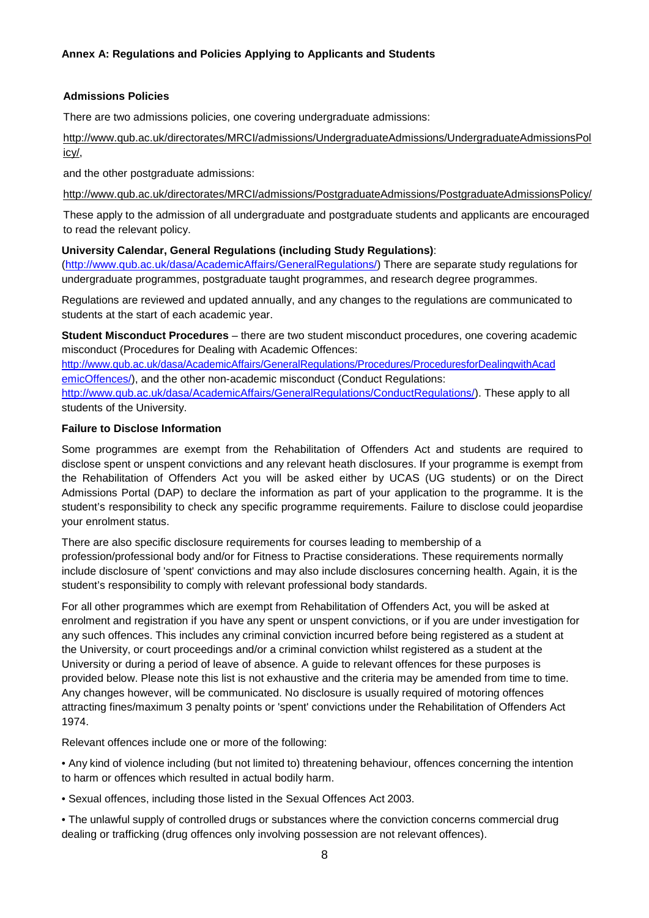**Annex A: Regulations and Policies Applying to Applicants and Students**

**Admissions Policies**

There are two admissions policies, one covering undergraduate admissions:

http://www.qub.ac.uk/directorates/MRCI/admissions/UndergraduateAdmissions/UndergraduateAdmissionsPolicy/,

and the other postgraduate admissions:

http://www.qub.ac.uk/directorates/MRCI/admissions/PostgraduateAdmissions/PostgraduateAdmissionsPolicy/

These apply to the admission of all undergraduate and postgraduate students and applicants are encouraged to read the relevant policy.

**University Calendar, General Regulations (including Study Regulations)**: (http://www.qub.ac.uk/dasa/AcademicAffairs/GeneralRegulations/) There are separate study regulations for undergraduate programmes, postgraduate taught programmes, and research degree programmes.

Regulations are reviewed and updated annually, and any changes to the regulations are communicated to students at the start of each academic year.

**Student Misconduct Procedures** – there are two student misconduct procedures, one covering academic misconduct (Procedures for Dealing with Academic Offences: http://www.qub.ac.uk/dasa/AcademicAffairs/GeneralRegulations/Procedures/ProceduresforDealingwithAcademicOffences/), and the other non-academic misconduct (Conduct Regulations: http://www.qub.ac.uk/dasa/AcademicAffairs/GeneralRegulations/ConductRegulations/). These apply to all students of the University.

**Failure to Disclose Information**

Some programmes are exempt from the Rehabilitation of Offenders Act and students are required to disclose spent or unspent convictions and any relevant heath disclosures. If your programme is exempt from the Rehabilitation of Offenders Act you will be asked either by UCAS (UG students) or on the Direct Admissions Portal (DAP) to declare the information as part of your application to the programme. It is the student's responsibility to check any specific programme requirements. Failure to disclose could jeopardise your enrolment status.

There are also specific disclosure requirements for courses leading to membership of a profession/professional body and/or for Fitness to Practise considerations. These requirements normally include disclosure of 'spent' convictions and may also include disclosures concerning health. Again, it is the student's responsibility to comply with relevant professional body standards.

For all other programmes which are exempt from Rehabilitation of Offenders Act, you will be asked at enrolment and registration if you have any spent or unspent convictions, or if you are under investigation for any such offences. This includes any criminal conviction incurred before being registered as a student at the University, or court proceedings and/or a criminal conviction whilst registered as a student at the University or during a period of leave of absence. A guide to relevant offences for these purposes is provided below. Please note this list is not exhaustive and the criteria may be amended from time to time. Any changes however, will be communicated. No disclosure is usually required of motoring offences attracting fines/maximum 3 penalty points or 'spent' convictions under the Rehabilitation of Offenders Act 1974.

Relevant offences include one or more of the following:

• Any kind of violence including (but not limited to) threatening behaviour, offences concerning the intention to harm or offences which resulted in actual bodily harm.

• Sexual offences, including those listed in the Sexual Offences Act 2003.

• The unlawful supply of controlled drugs or substances where the conviction concerns commercial drug dealing or trafficking (drug offences only involving possession are not relevant offences).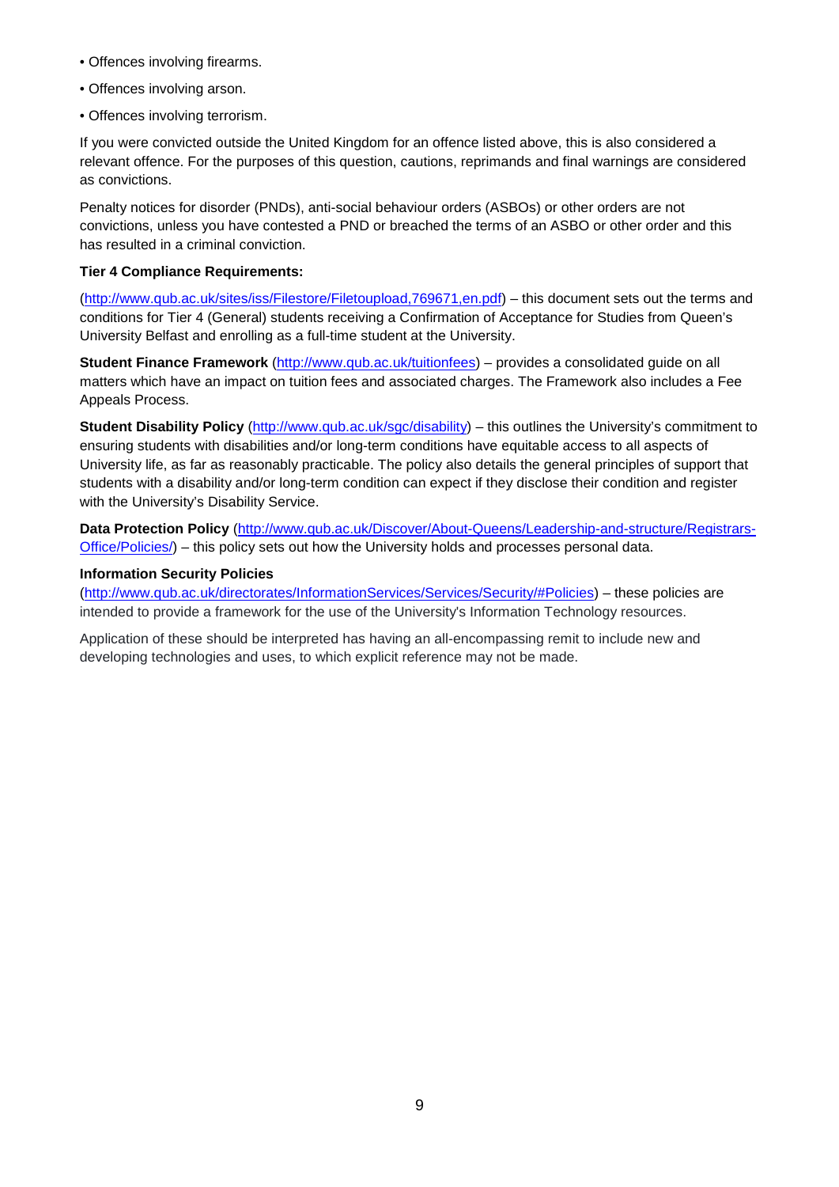- Offences involving firearms.
- Offences involving arson.
- Offences involving terrorism.

If you were convicted outside the United Kingdom for an offence listed above, this is also considered a relevant offence. For the purposes of this question, cautions, reprimands and final warnings are considered as convictions.

Penalty notices for disorder (PNDs), anti-social behaviour orders (ASBOs) or other orders are not convictions, unless you have contested a PND or breached the terms of an ASBO or other order and this has resulted in a criminal conviction.

**Tier 4 Compliance Requirements:**

(http://www.qub.ac.uk/sites/iss/Filestore/Filetoupload,769671,en.pdf) – this document sets out the terms and conditions for Tier 4 (General) students receiving a Confirmation of Acceptance for Studies from Queen's University Belfast and enrolling as a full-time student at the University.

**Student Finance Framework** (http://www.qub.ac.uk/tuitionfees) – provides a consolidated guide on all matters which have an impact on tuition fees and associated charges. The Framework also includes a Fee Appeals Process.

**Student Disability Policy** (http://www.qub.ac.uk/sgc/disability) – this outlines the University's commitment to ensuring students with disabilities and/or long-term conditions have equitable access to all aspects of University life, as far as reasonably practicable. The policy also details the general principles of support that students with a disability and/or long-term condition can expect if they disclose their condition and register with the University's Disability Service.

**Data Protection Policy** (http://www.qub.ac.uk/Discover/About-Queens/Leadership-and-structure/Registrars-Office/Policies/) – this policy sets out how the University holds and processes personal data.

**Information Security Policies**
(http://www.qub.ac.uk/directorates/InformationServices/Services/Security/#Policies) – these policies are intended to provide a framework for the use of the University's Information Technology resources.

Application of these should be interpreted has having an all-encompassing remit to include new and developing technologies and uses, to which explicit reference may not be made.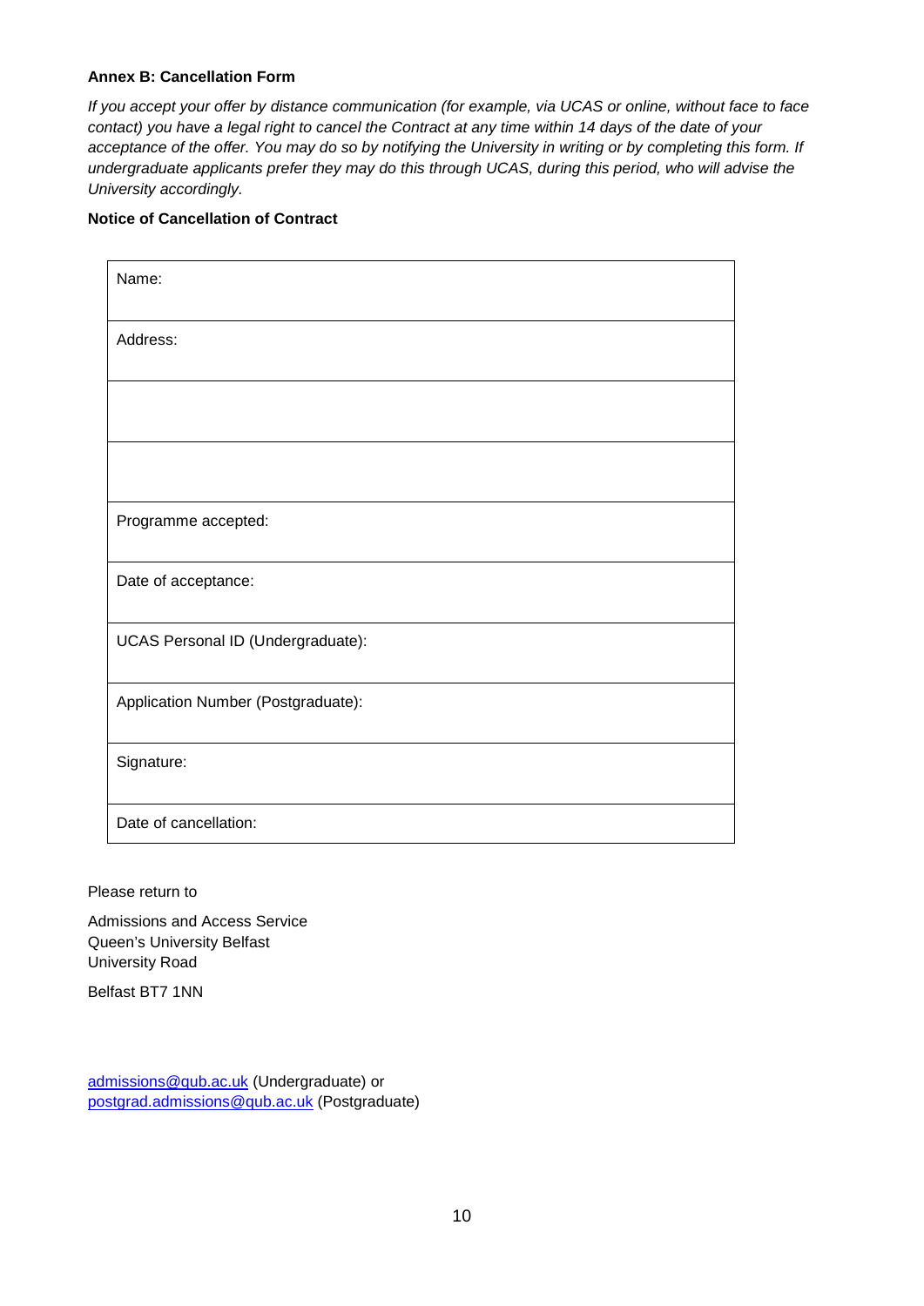**Annex B: Cancellation Form**

*If you accept your offer by distance communication (for example, via UCAS or online, without face to face contact) you have a legal right to cancel the Contract at any time within 14 days of the date of your acceptance of the offer. You may do so by notifying the University in writing or by completing this form. If undergraduate applicants prefer they may do this through UCAS, during this period, who will advise the University accordingly.*

**Notice of Cancellation of Contract**

| |
|---|
| Name: |
| Address: |
| |
| |
| Programme accepted: |
| Date of acceptance: |
| UCAS Personal ID (Undergraduate): |
| Application Number (Postgraduate): |
| Signature: |
| Date of cancellation: |

Please return to

Admissions and Access Service
Queen's University Belfast
University Road

Belfast BT7 1NN

admissions@qub.ac.uk (Undergraduate) or
postgrad.admissions@qub.ac.uk (Postgraduate)